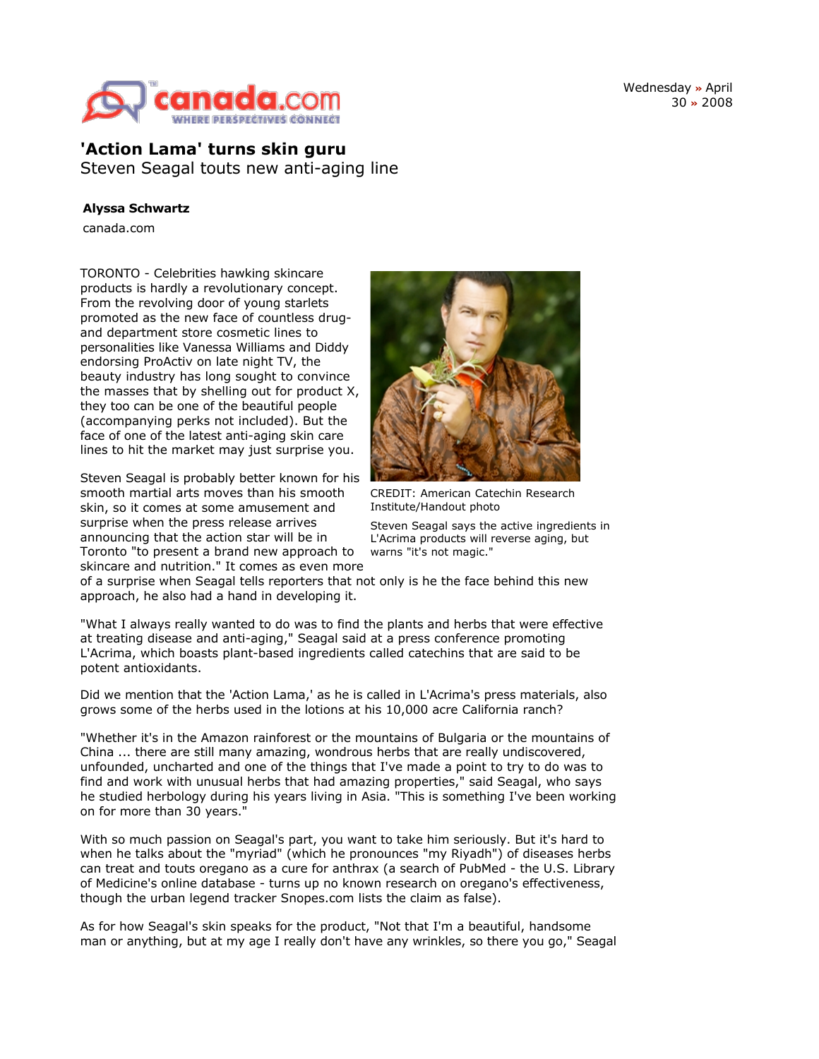Wednesday » April 30 » 2008

# 'Action Lama' turns skin guru

## Steven Seagal touts new anti-aging line

**Alyssa Schwartz**

canada.com

TORONTO - Celebrities hawking skincare products is hardly a revolutionary concept. From the revolving door of young starlets promoted as the new face of countless drug- and department store cosmetic lines to personalities like Vanessa Williams and Diddy endorsing ProActiv on late night TV, the beauty industry has long sought to convince the masses that by shelling out for product X, they too can be one of the beautiful people (accompanying perks not included). But the face of one of the latest anti-aging skin care lines to hit the market may just surprise you.

CREDIT: American Catechin Research Institute/Handout photo

Steven Seagal says the active ingredients in L'Acrima products will reverse aging, but warns "it's not magic."

Steven Seagal is probably better known for his smooth martial arts moves than his smooth skin, so it comes at some amusement and surprise when the press release arrives announcing that the action star will be in Toronto "to present a brand new approach to skincare and nutrition." It comes as even more of a surprise when Seagal tells reporters that not only is he the face behind this new approach, he also had a hand in developing it.

"What I always really wanted to do was to find the plants and herbs that were effective at treating disease and anti-aging," Seagal said at a press conference promoting L'Acrima, which boasts plant-based ingredients called catechins that are said to be potent antioxidants.

Did we mention that the 'Action Lama,' as he is called in L'Acrima's press materials, also grows some of the herbs used in the lotions at his 10,000 acre California ranch?

"Whether it's in the Amazon rainforest or the mountains of Bulgaria or the mountains of China ... there are still many amazing, wondrous herbs that are really undiscovered, unfounded, uncharted and one of the things that I've made a point to try to do was to find and work with unusual herbs that had amazing properties," said Seagal, who says he studied herbology during his years living in Asia. "This is something I've been working on for more than 30 years."

With so much passion on Seagal's part, you want to take him seriously. But it's hard to when he talks about the "myriad" (which he pronounces "my Riyadh") of diseases herbs can treat and touts oregano as a cure for anthrax (a search of PubMed - the U.S. Library of Medicine's online database - turns up no known research on oregano's effectiveness, though the urban legend tracker Snopes.com lists the claim as false).

As for how Seagal's skin speaks for the product, "Not that I'm a beautiful, handsome man or anything, but at my age I really don't have any wrinkles, so there you go," Seagal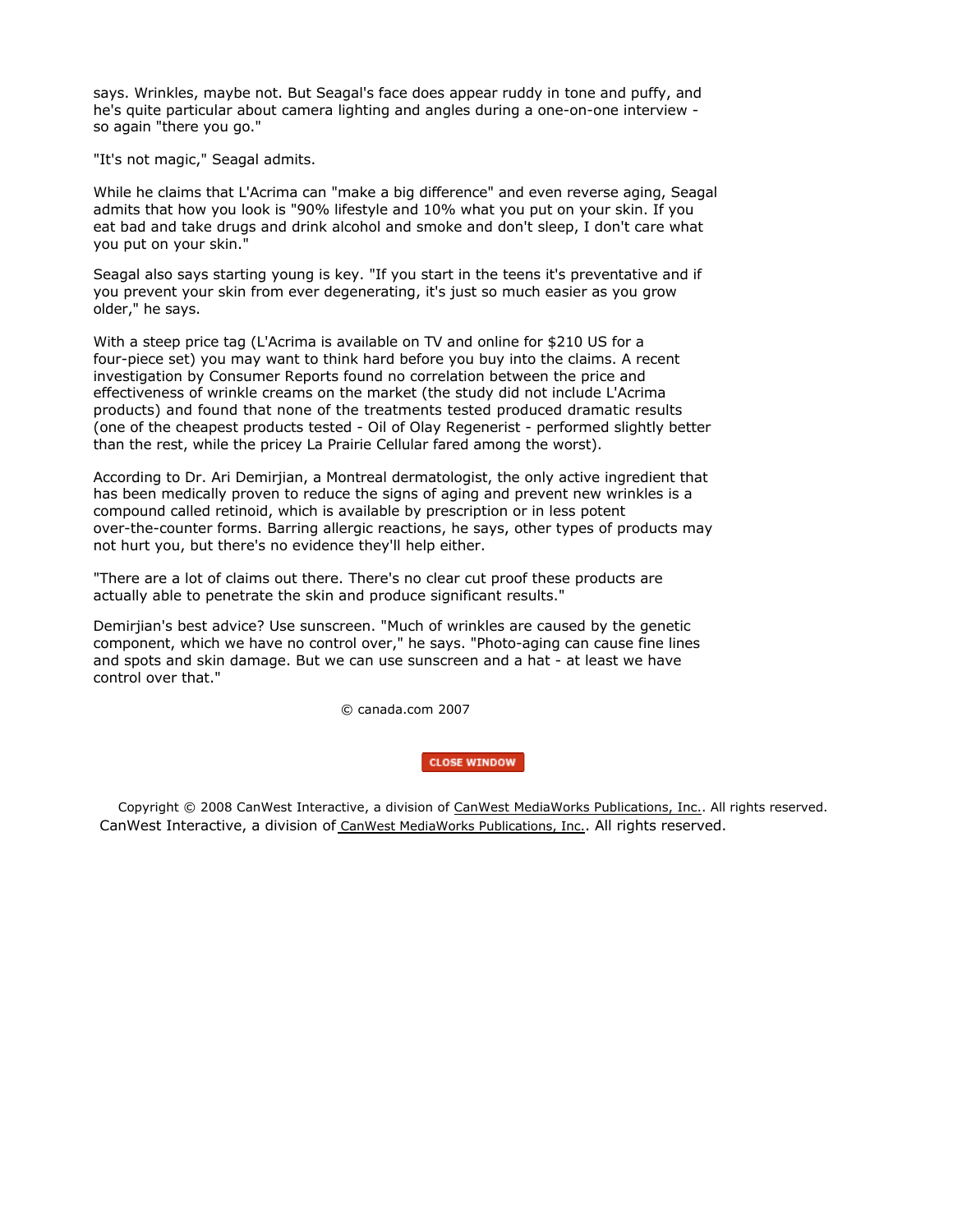says. Wrinkles, maybe not. But Seagal's face does appear ruddy in tone and puffy, and he's quite particular about camera lighting and angles during a one-on-one interview - so again "there you go."

"It's not magic," Seagal admits.

While he claims that L'Acrima can "make a big difference" and even reverse aging, Seagal admits that how you look is "90% lifestyle and 10% what you put on your skin. If you eat bad and take drugs and drink alcohol and smoke and don't sleep, I don't care what you put on your skin."

Seagal also says starting young is key. "If you start in the teens it's preventative and if you prevent your skin from ever degenerating, it's just so much easier as you grow older," he says.

With a steep price tag (L'Acrima is available on TV and online for $210 US for a four-piece set) you may want to think hard before you buy into the claims. A recent investigation by Consumer Reports found no correlation between the price and effectiveness of wrinkle creams on the market (the study did not include L'Acrima products) and found that none of the treatments tested produced dramatic results (one of the cheapest products tested - Oil of Olay Regenerist - performed slightly better than the rest, while the pricey La Prairie Cellular fared among the worst).

According to Dr. Ari Demirjian, a Montreal dermatologist, the only active ingredient that has been medically proven to reduce the signs of aging and prevent new wrinkles is a compound called retinoid, which is available by prescription or in less potent over-the-counter forms. Barring allergic reactions, he says, other types of products may not hurt you, but there's no evidence they'll help either.

"There are a lot of claims out there. There's no clear cut proof these products are actually able to penetrate the skin and produce significant results."

Demirjian's best advice? Use sunscreen. "Much of wrinkles are caused by the genetic component, which we have no control over," he says. "Photo-aging can cause fine lines and spots and skin damage. But we can use sunscreen and a hat - at least we have control over that."

© canada.com 2007

CLOSE WINDOW

Copyright © 2008 CanWest Interactive, a division of CanWest MediaWorks Publications, Inc.. All rights reserved.
CanWest Interactive, a division of CanWest MediaWorks Publications, Inc.. All rights reserved.